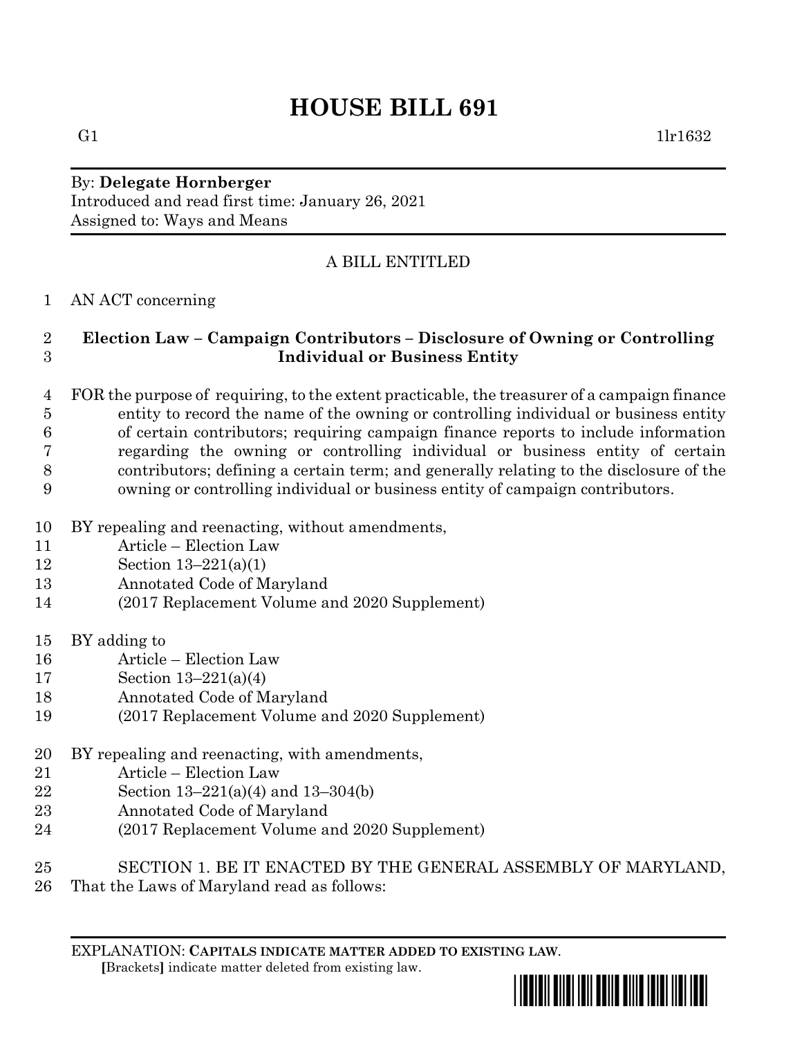# HOUSE BILL 691

G1 1lr1632

By: **Delegate Hornberger**
Introduced and read first time: January 26, 2021
Assigned to: Ways and Means

A BILL ENTITLED

AN ACT concerning

**Election Law – Campaign Contributors – Disclosure of Owning or Controlling Individual or Business Entity**

FOR the purpose of requiring, to the extent practicable, the treasurer of a campaign finance entity to record the name of the owning or controlling individual or business entity of certain contributors; requiring campaign finance reports to include information regarding the owning or controlling individual or business entity of certain contributors; defining a certain term; and generally relating to the disclosure of the owning or controlling individual or business entity of campaign contributors.

BY repealing and reenacting, without amendments,
Article – Election Law
Section 13–221(a)(1)
Annotated Code of Maryland
(2017 Replacement Volume and 2020 Supplement)

BY adding to
Article – Election Law
Section 13–221(a)(4)
Annotated Code of Maryland
(2017 Replacement Volume and 2020 Supplement)

BY repealing and reenacting, with amendments,
Article – Election Law
Section 13–221(a)(4) and 13–304(b)
Annotated Code of Maryland
(2017 Replacement Volume and 2020 Supplement)

SECTION 1. BE IT ENACTED BY THE GENERAL ASSEMBLY OF MARYLAND, That the Laws of Maryland read as follows:

EXPLANATION: **CAPITALS INDICATE MATTER ADDED TO EXISTING LAW.**
**[**Brackets**]** indicate matter deleted from existing law.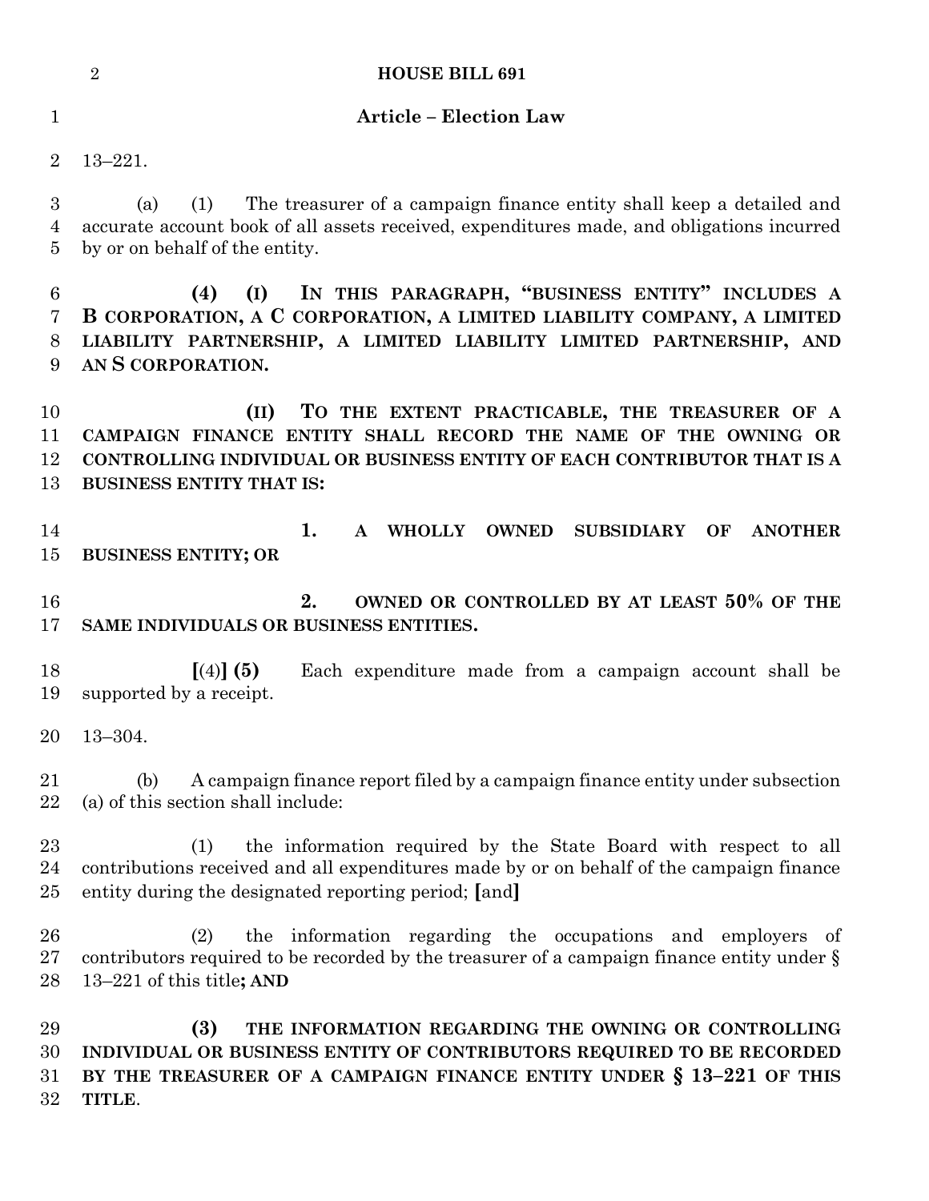**Article – Election Law**

13–221.

(a) (1) The treasurer of a campaign finance entity shall keep a detailed and accurate account book of all assets received, expenditures made, and obligations incurred by or on behalf of the entity.

**(4) (I) IN THIS PARAGRAPH, "BUSINESS ENTITY" INCLUDES A B CORPORATION, A C CORPORATION, A LIMITED LIABILITY COMPANY, A LIMITED LIABILITY PARTNERSHIP, A LIMITED LIABILITY LIMITED PARTNERSHIP, AND AN S CORPORATION.**

**(II) TO THE EXTENT PRACTICABLE, THE TREASURER OF A CAMPAIGN FINANCE ENTITY SHALL RECORD THE NAME OF THE OWNING OR CONTROLLING INDIVIDUAL OR BUSINESS ENTITY OF EACH CONTRIBUTOR THAT IS A BUSINESS ENTITY THAT IS:**

**1. A WHOLLY OWNED SUBSIDIARY OF ANOTHER BUSINESS ENTITY; OR**

**2. OWNED OR CONTROLLED BY AT LEAST 50% OF THE SAME INDIVIDUALS OR BUSINESS ENTITIES.**

**[**(4)**] (5)** Each expenditure made from a campaign account shall be supported by a receipt.

13–304.

(b) A campaign finance report filed by a campaign finance entity under subsection (a) of this section shall include:

(1) the information required by the State Board with respect to all contributions received and all expenditures made by or on behalf of the campaign finance entity during the designated reporting period; **[**and**]**

(2) the information regarding the occupations and employers of contributors required to be recorded by the treasurer of a campaign finance entity under § 13–221 of this title**; AND**

**(3) THE INFORMATION REGARDING THE OWNING OR CONTROLLING INDIVIDUAL OR BUSINESS ENTITY OF CONTRIBUTORS REQUIRED TO BE RECORDED BY THE TREASURER OF A CAMPAIGN FINANCE ENTITY UNDER § 13–221 OF THIS TITLE**.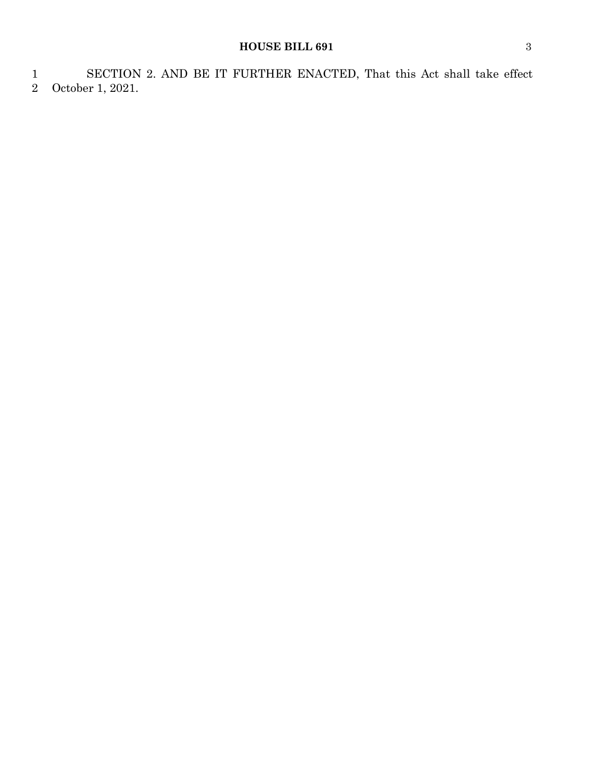SECTION 2. AND BE IT FURTHER ENACTED, That this Act shall take effect October 1, 2021.